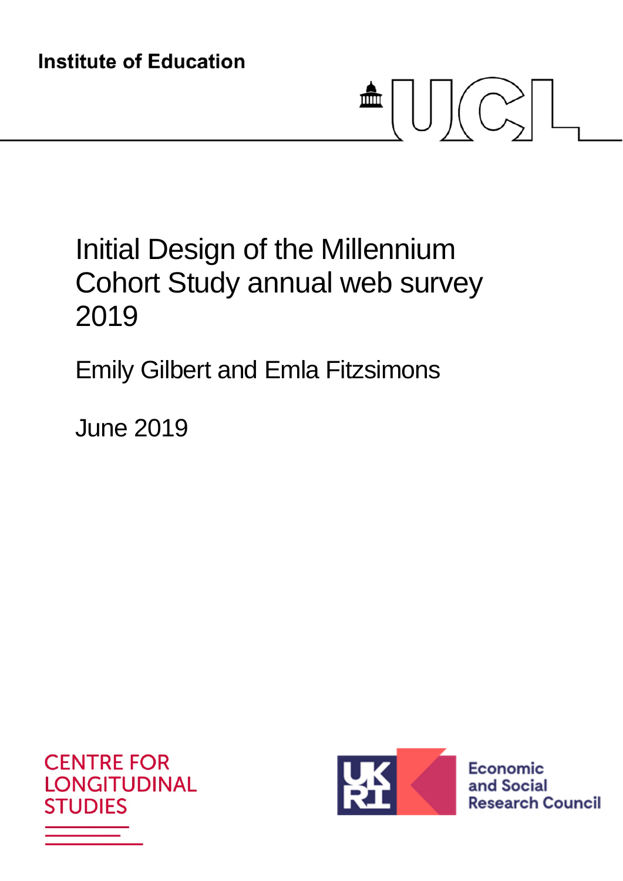Institute of Education

# Initial Design of the Millennium Cohort Study annual web survey 2019

Emily Gilbert and Emla Fitzsimons

June 2019

CENTRE FOR LONGITUDINAL STUDIES

Economic and Social Research Council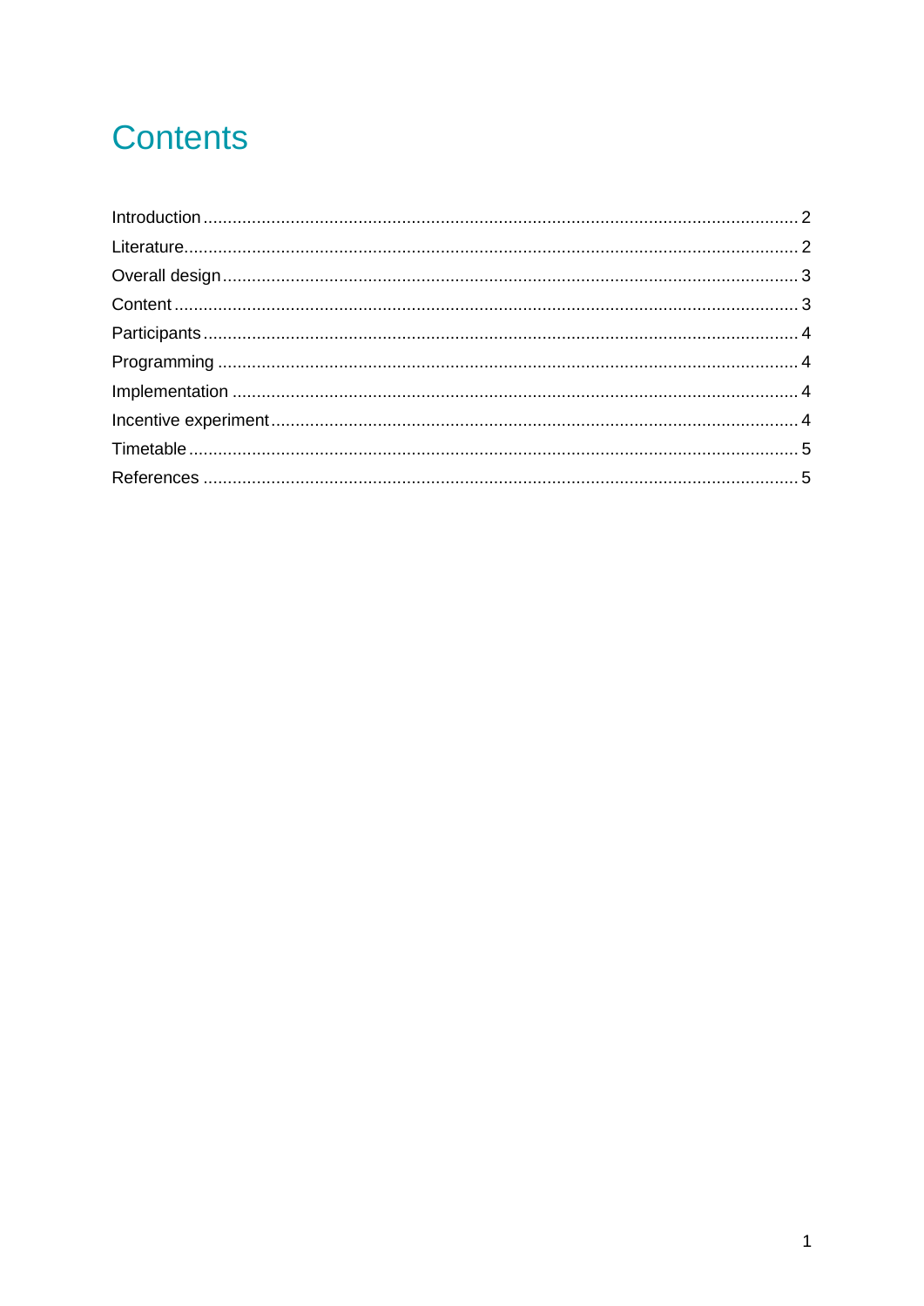# Contents

Introduction ........................................................................................................ 2
Literature.............................................................................................................. 2
Overall design ..................................................................................................... 3
Content ................................................................................................................ 3
Participants ......................................................................................................... 4
Programming ...................................................................................................... 4
Implementation ................................................................................................... 4
Incentive experiment ........................................................................................... 4
Timetable ............................................................................................................ 5
References .......................................................................................................... 5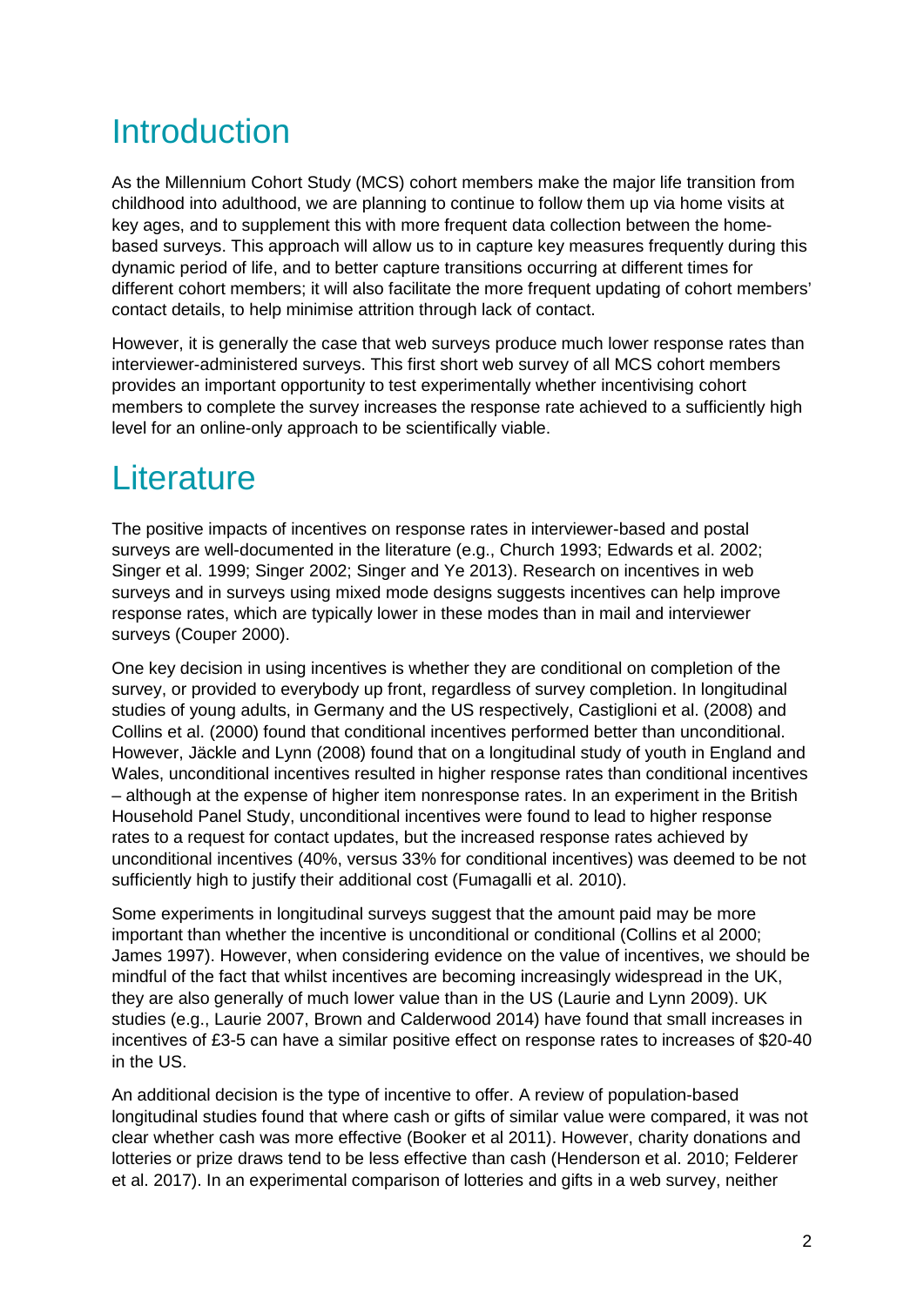# Introduction

As the Millennium Cohort Study (MCS) cohort members make the major life transition from childhood into adulthood, we are planning to continue to follow them up via home visits at key ages, and to supplement this with more frequent data collection between the home-based surveys. This approach will allow us to in capture key measures frequently during this dynamic period of life, and to better capture transitions occurring at different times for different cohort members; it will also facilitate the more frequent updating of cohort members' contact details, to help minimise attrition through lack of contact.

However, it is generally the case that web surveys produce much lower response rates than interviewer-administered surveys. This first short web survey of all MCS cohort members provides an important opportunity to test experimentally whether incentivising cohort members to complete the survey increases the response rate achieved to a sufficiently high level for an online-only approach to be scientifically viable.

# Literature

The positive impacts of incentives on response rates in interviewer-based and postal surveys are well-documented in the literature (e.g., Church 1993; Edwards et al. 2002; Singer et al. 1999; Singer 2002; Singer and Ye 2013). Research on incentives in web surveys and in surveys using mixed mode designs suggests incentives can help improve response rates, which are typically lower in these modes than in mail and interviewer surveys (Couper 2000).

One key decision in using incentives is whether they are conditional on completion of the survey, or provided to everybody up front, regardless of survey completion. In longitudinal studies of young adults, in Germany and the US respectively, Castiglioni et al. (2008) and Collins et al. (2000) found that conditional incentives performed better than unconditional. However, Jäckle and Lynn (2008) found that on a longitudinal study of youth in England and Wales, unconditional incentives resulted in higher response rates than conditional incentives – although at the expense of higher item nonresponse rates. In an experiment in the British Household Panel Study, unconditional incentives were found to lead to higher response rates to a request for contact updates, but the increased response rates achieved by unconditional incentives (40%, versus 33% for conditional incentives) was deemed to be not sufficiently high to justify their additional cost (Fumagalli et al. 2010).

Some experiments in longitudinal surveys suggest that the amount paid may be more important than whether the incentive is unconditional or conditional (Collins et al 2000; James 1997). However, when considering evidence on the value of incentives, we should be mindful of the fact that whilst incentives are becoming increasingly widespread in the UK, they are also generally of much lower value than in the US (Laurie and Lynn 2009). UK studies (e.g., Laurie 2007, Brown and Calderwood 2014) have found that small increases in incentives of £3-5 can have a similar positive effect on response rates to increases of $20-40 in the US.

An additional decision is the type of incentive to offer. A review of population-based longitudinal studies found that where cash or gifts of similar value were compared, it was not clear whether cash was more effective (Booker et al 2011). However, charity donations and lotteries or prize draws tend to be less effective than cash (Henderson et al. 2010; Felderer et al. 2017). In an experimental comparison of lotteries and gifts in a web survey, neither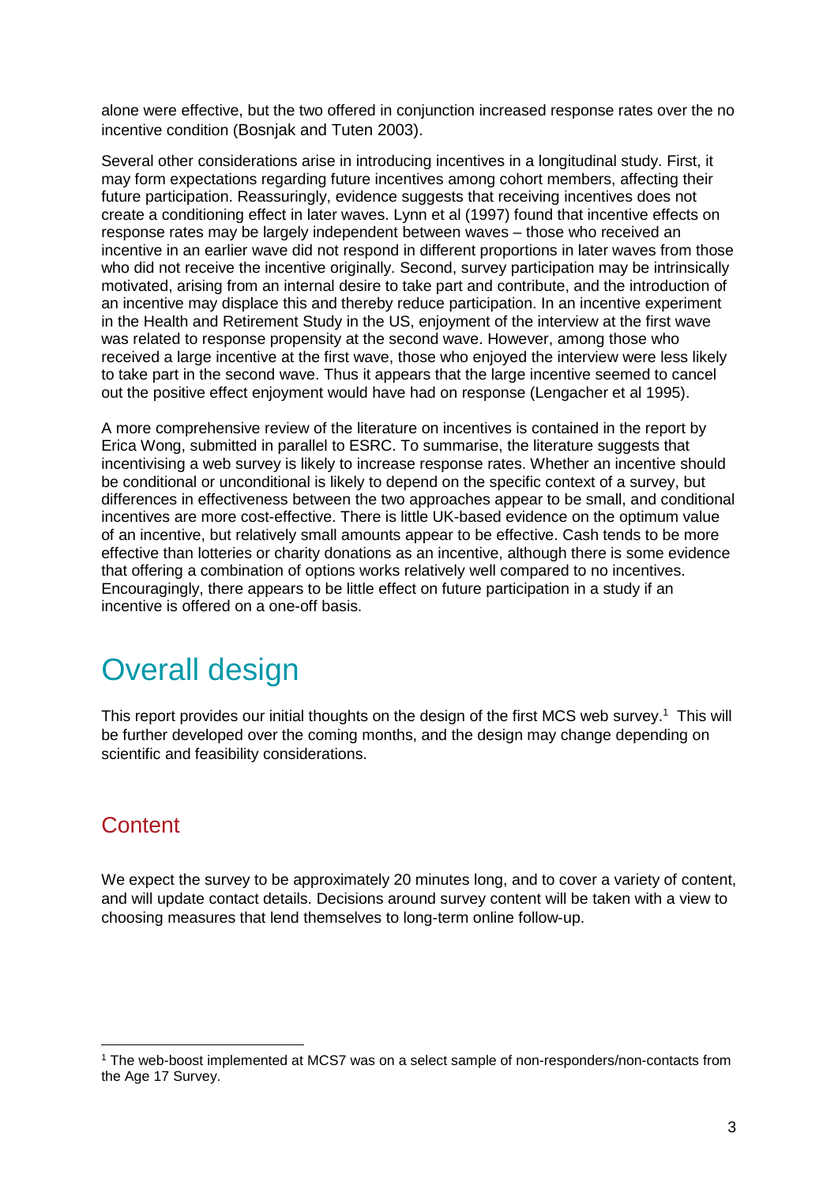alone were effective, but the two offered in conjunction increased response rates over the no incentive condition (Bosnjak and Tuten 2003).

Several other considerations arise in introducing incentives in a longitudinal study. First, it may form expectations regarding future incentives among cohort members, affecting their future participation. Reassuringly, evidence suggests that receiving incentives does not create a conditioning effect in later waves. Lynn et al (1997) found that incentive effects on response rates may be largely independent between waves – those who received an incentive in an earlier wave did not respond in different proportions in later waves from those who did not receive the incentive originally. Second, survey participation may be intrinsically motivated, arising from an internal desire to take part and contribute, and the introduction of an incentive may displace this and thereby reduce participation. In an incentive experiment in the Health and Retirement Study in the US, enjoyment of the interview at the first wave was related to response propensity at the second wave. However, among those who received a large incentive at the first wave, those who enjoyed the interview were less likely to take part in the second wave. Thus it appears that the large incentive seemed to cancel out the positive effect enjoyment would have had on response (Lengacher et al 1995).

A more comprehensive review of the literature on incentives is contained in the report by Erica Wong, submitted in parallel to ESRC. To summarise, the literature suggests that incentivising a web survey is likely to increase response rates. Whether an incentive should be conditional or unconditional is likely to depend on the specific context of a survey, but differences in effectiveness between the two approaches appear to be small, and conditional incentives are more cost-effective. There is little UK-based evidence on the optimum value of an incentive, but relatively small amounts appear to be effective. Cash tends to be more effective than lotteries or charity donations as an incentive, although there is some evidence that offering a combination of options works relatively well compared to no incentives. Encouragingly, there appears to be little effect on future participation in a study if an incentive is offered on a one-off basis.

# Overall design

This report provides our initial thoughts on the design of the first MCS web survey.[1] This will be further developed over the coming months, and the design may change depending on scientific and feasibility considerations.

## Content

We expect the survey to be approximately 20 minutes long, and to cover a variety of content, and will update contact details. Decisions around survey content will be taken with a view to choosing measures that lend themselves to long-term online follow-up.

[1] The web-boost implemented at MCS7 was on a select sample of non-responders/non-contacts from the Age 17 Survey.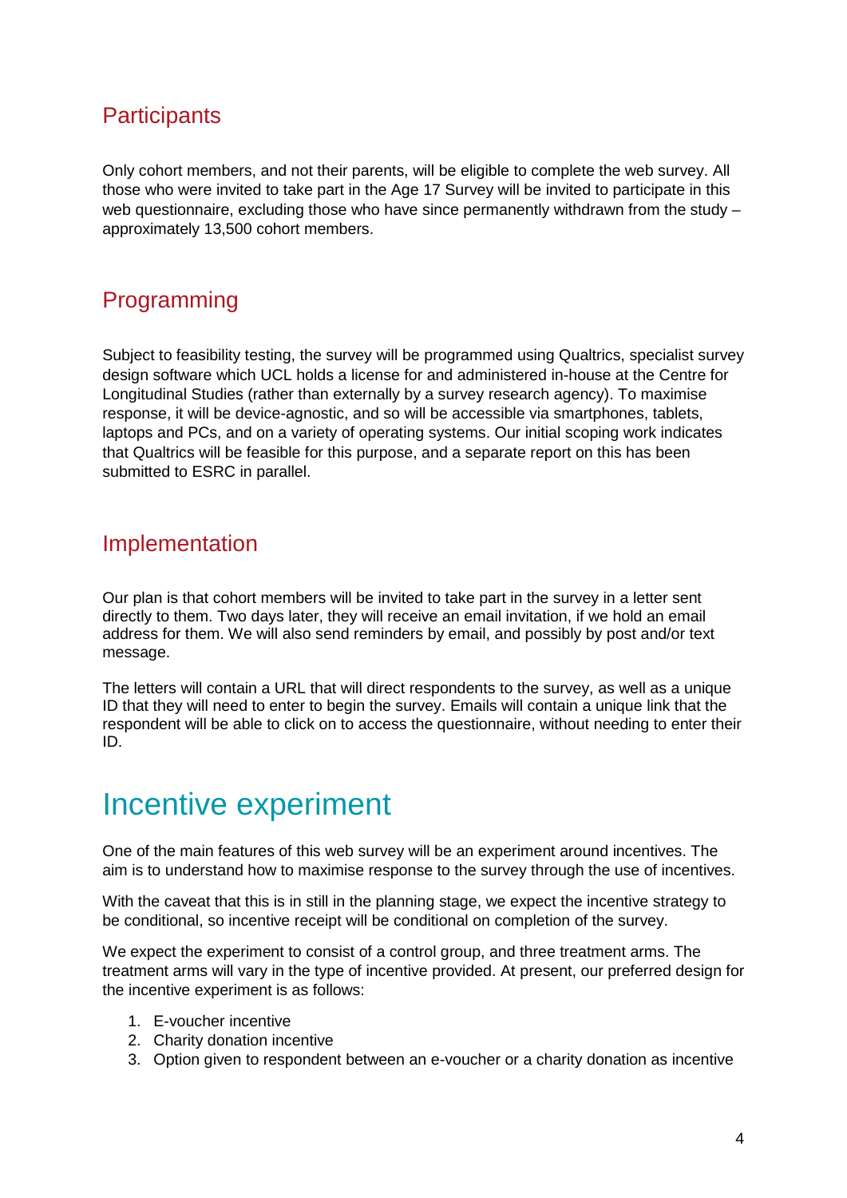## Participants

Only cohort members, and not their parents, will be eligible to complete the web survey. All those who were invited to take part in the Age 17 Survey will be invited to participate in this web questionnaire, excluding those who have since permanently withdrawn from the study – approximately 13,500 cohort members.

## Programming

Subject to feasibility testing, the survey will be programmed using Qualtrics, specialist survey design software which UCL holds a license for and administered in-house at the Centre for Longitudinal Studies (rather than externally by a survey research agency). To maximise response, it will be device-agnostic, and so will be accessible via smartphones, tablets, laptops and PCs, and on a variety of operating systems. Our initial scoping work indicates that Qualtrics will be feasible for this purpose, and a separate report on this has been submitted to ESRC in parallel.

## Implementation

Our plan is that cohort members will be invited to take part in the survey in a letter sent directly to them. Two days later, they will receive an email invitation, if we hold an email address for them. We will also send reminders by email, and possibly by post and/or text message.

The letters will contain a URL that will direct respondents to the survey, as well as a unique ID that they will need to enter to begin the survey. Emails will contain a unique link that the respondent will be able to click on to access the questionnaire, without needing to enter their ID.

# Incentive experiment

One of the main features of this web survey will be an experiment around incentives. The aim is to understand how to maximise response to the survey through the use of incentives.

With the caveat that this is in still in the planning stage, we expect the incentive strategy to be conditional, so incentive receipt will be conditional on completion of the survey.

We expect the experiment to consist of a control group, and three treatment arms. The treatment arms will vary in the type of incentive provided. At present, our preferred design for the incentive experiment is as follows:

1. E-voucher incentive
2. Charity donation incentive
3. Option given to respondent between an e-voucher or a charity donation as incentive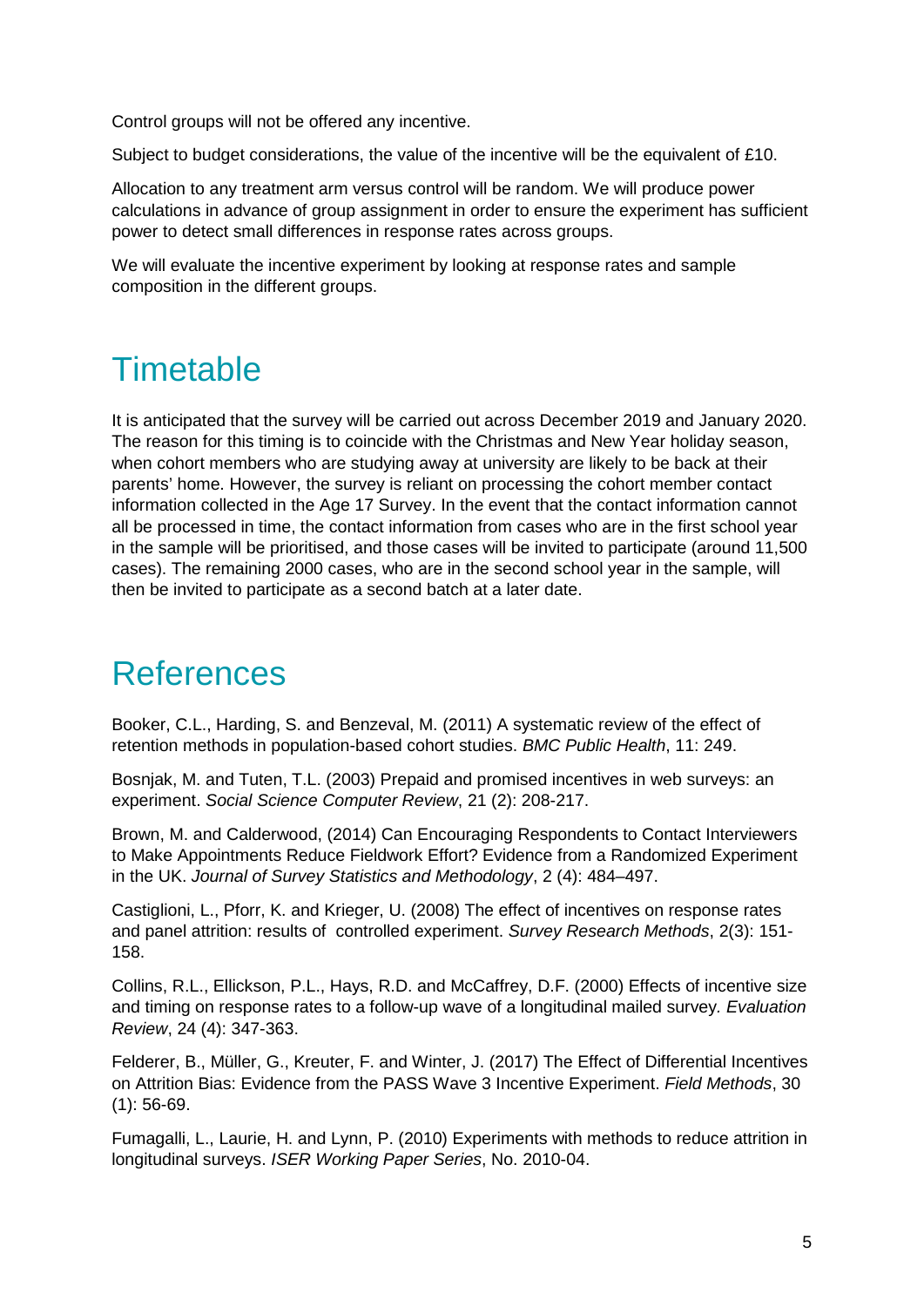Control groups will not be offered any incentive.

Subject to budget considerations, the value of the incentive will be the equivalent of £10.

Allocation to any treatment arm versus control will be random. We will produce power calculations in advance of group assignment in order to ensure the experiment has sufficient power to detect small differences in response rates across groups.

We will evaluate the incentive experiment by looking at response rates and sample composition in the different groups.

# Timetable

It is anticipated that the survey will be carried out across December 2019 and January 2020. The reason for this timing is to coincide with the Christmas and New Year holiday season, when cohort members who are studying away at university are likely to be back at their parents' home. However, the survey is reliant on processing the cohort member contact information collected in the Age 17 Survey. In the event that the contact information cannot all be processed in time, the contact information from cases who are in the first school year in the sample will be prioritised, and those cases will be invited to participate (around 11,500 cases). The remaining 2000 cases, who are in the second school year in the sample, will then be invited to participate as a second batch at a later date.

# References

Booker, C.L., Harding, S. and Benzeval, M. (2011) A systematic review of the effect of retention methods in population-based cohort studies. *BMC Public Health*, 11: 249.

Bosnjak, M. and Tuten, T.L. (2003) Prepaid and promised incentives in web surveys: an experiment. *Social Science Computer Review*, 21 (2): 208-217.

Brown, M. and Calderwood, (2014) Can Encouraging Respondents to Contact Interviewers to Make Appointments Reduce Fieldwork Effort? Evidence from a Randomized Experiment in the UK. *Journal of Survey Statistics and Methodology*, 2 (4): 484–497.

Castiglioni, L., Pforr, K. and Krieger, U. (2008) The effect of incentives on response rates and panel attrition: results of controlled experiment. *Survey Research Methods*, 2(3): 151-158.

Collins, R.L., Ellickson, P.L., Hays, R.D. and McCaffrey, D.F. (2000) Effects of incentive size and timing on response rates to a follow-up wave of a longitudinal mailed survey. *Evaluation Review*, 24 (4): 347-363.

Felderer, B., Müller, G., Kreuter, F. and Winter, J. (2017) The Effect of Differential Incentives on Attrition Bias: Evidence from the PASS Wave 3 Incentive Experiment. *Field Methods*, 30 (1): 56-69.

Fumagalli, L., Laurie, H. and Lynn, P. (2010) Experiments with methods to reduce attrition in longitudinal surveys. *ISER Working Paper Series*, No. 2010-04.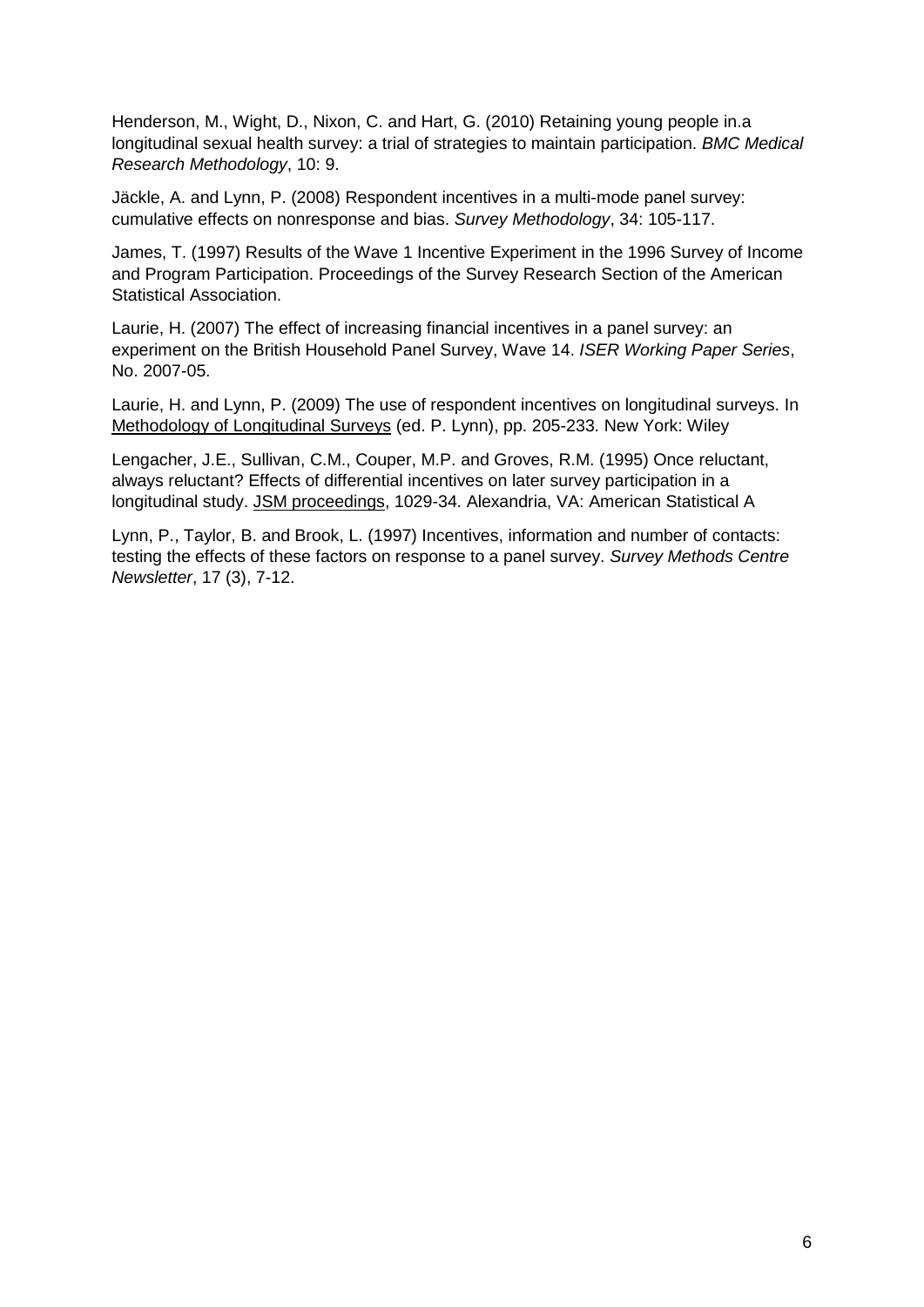Henderson, M., Wight, D., Nixon, C. and Hart, G. (2010) Retaining young people in.a longitudinal sexual health survey: a trial of strategies to maintain participation. *BMC Medical Research Methodology*, 10: 9.

Jäckle, A. and Lynn, P. (2008) Respondent incentives in a multi-mode panel survey: cumulative effects on nonresponse and bias. *Survey Methodology*, 34: 105-117.

James, T. (1997) Results of the Wave 1 Incentive Experiment in the 1996 Survey of Income and Program Participation. Proceedings of the Survey Research Section of the American Statistical Association.

Laurie, H. (2007) The effect of increasing financial incentives in a panel survey: an experiment on the British Household Panel Survey, Wave 14. *ISER Working Paper Series*, No. 2007-05.

Laurie, H. and Lynn, P. (2009) The use of respondent incentives on longitudinal surveys. In Methodology of Longitudinal Surveys (ed. P. Lynn), pp. 205-233. New York: Wiley

Lengacher, J.E., Sullivan, C.M., Couper, M.P. and Groves, R.M. (1995) Once reluctant, always reluctant? Effects of differential incentives on later survey participation in a longitudinal study. JSM proceedings, 1029-34. Alexandria, VA: American Statistical A

Lynn, P., Taylor, B. and Brook, L. (1997) Incentives, information and number of contacts: testing the effects of these factors on response to a panel survey. *Survey Methods Centre Newsletter*, 17 (3), 7-12.